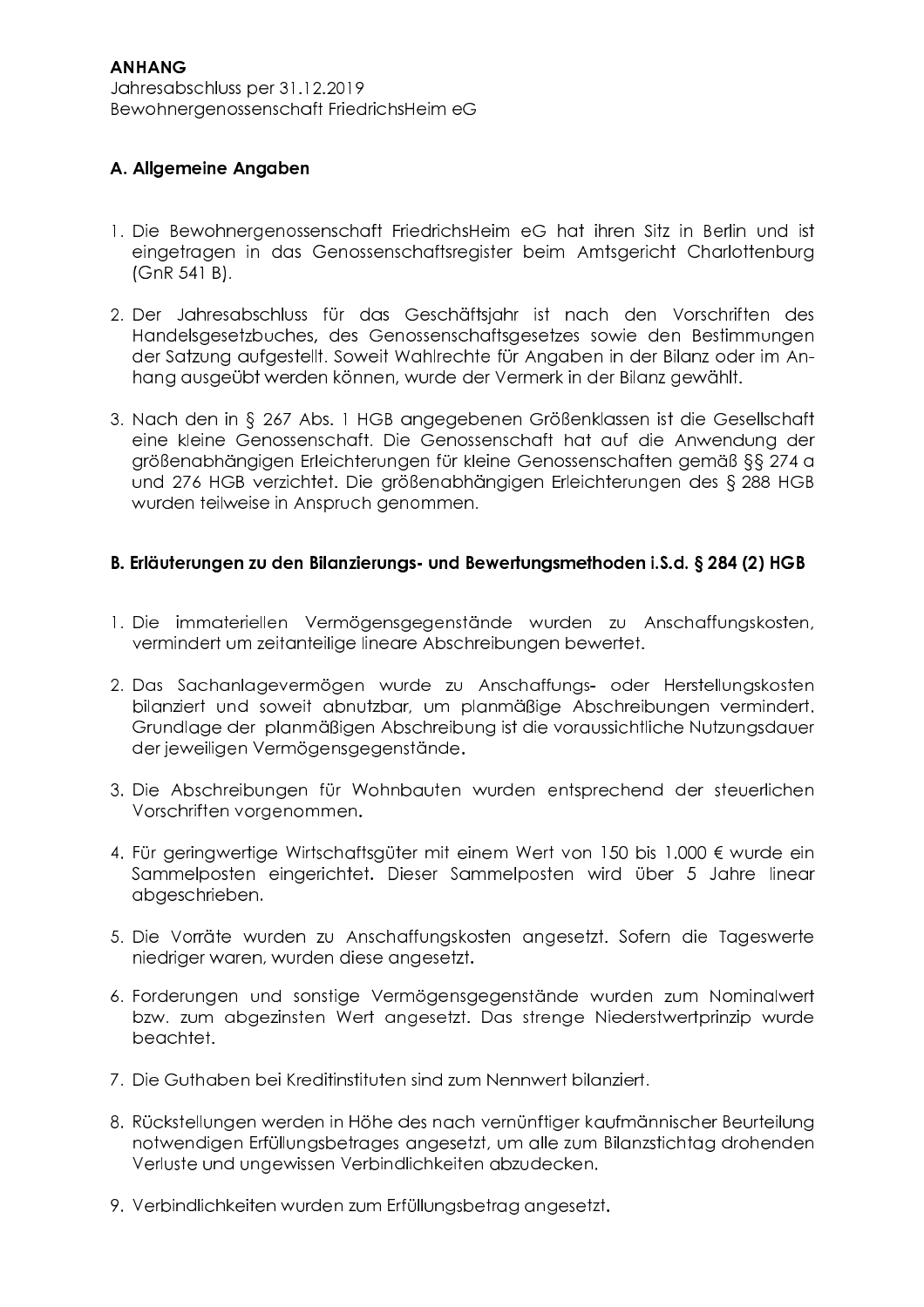**ANHANG**

Jahresabschluss per 31.12.2019

Bewohnergenossenschaft FriedrichsHeim eG

## A. Allgemeine Angaben

1. Die Bewohnergenossenschaft FriedrichsHeim eG hat ihren Sitz in Berlin und ist eingetragen in das Genossenschaftsregister beim Amtsgericht Charlottenburg (GnR 541 B).

2. Der Jahresabschluss für das Geschäftsjahr ist nach den Vorschriften des Handelsgesetzbuches, des Genossenschaftsgesetzes sowie den Bestimmungen der Satzung aufgestellt. Soweit Wahlrechte für Angaben in der Bilanz oder im Anhang ausgeübt werden können, wurde der Vermerk in der Bilanz gewählt.

3. Nach den in § 267 Abs. 1 HGB angegebenen Größenklassen ist die Gesellschaft eine kleine Genossenschaft. Die Genossenschaft hat auf die Anwendung der größenabhängigen Erleichterungen für kleine Genossenschaften gemäß §§ 274 a und 276 HGB verzichtet. Die größenabhängigen Erleichterungen des § 288 HGB wurden teilweise in Anspruch genommen.

## B. Erläuterungen zu den Bilanzierungs- und Bewertungsmethoden i.S.d. § 284 (2) HGB

1. Die immateriellen Vermögensgegenstände wurden zu Anschaffungskosten, vermindert um zeitanteilige lineare Abschreibungen bewertet.

2. Das Sachanlagevermögen wurde zu Anschaffungs- oder Herstellungskosten bilanziert und soweit abnutzbar, um planmäßige Abschreibungen vermindert. Grundlage der planmäßigen Abschreibung ist die voraussichtliche Nutzungsdauer der jeweiligen Vermögensgegenstände.

3. Die Abschreibungen für Wohnbauten wurden entsprechend der steuerlichen Vorschriften vorgenommen.

4. Für geringwertige Wirtschaftsgüter mit einem Wert von 150 bis 1.000 € wurde ein Sammelposten eingerichtet. Dieser Sammelposten wird über 5 Jahre linear abgeschrieben.

5. Die Vorräte wurden zu Anschaffungskosten angesetzt. Sofern die Tageswerte niedriger waren, wurden diese angesetzt.

6. Forderungen und sonstige Vermögensgegenstände wurden zum Nominalwert bzw. zum abgezinsten Wert angesetzt. Das strenge Niederstwertprinzip wurde beachtet.

7. Die Guthaben bei Kreditinstituten sind zum Nennwert bilanziert.

8. Rückstellungen werden in Höhe des nach vernünftiger kaufmännischer Beurteilung notwendigen Erfüllungsbetrages angesetzt, um alle zum Bilanzstichtag drohenden Verluste und ungewissen Verbindlichkeiten abzudecken.

9. Verbindlichkeiten wurden zum Erfüllungsbetrag angesetzt.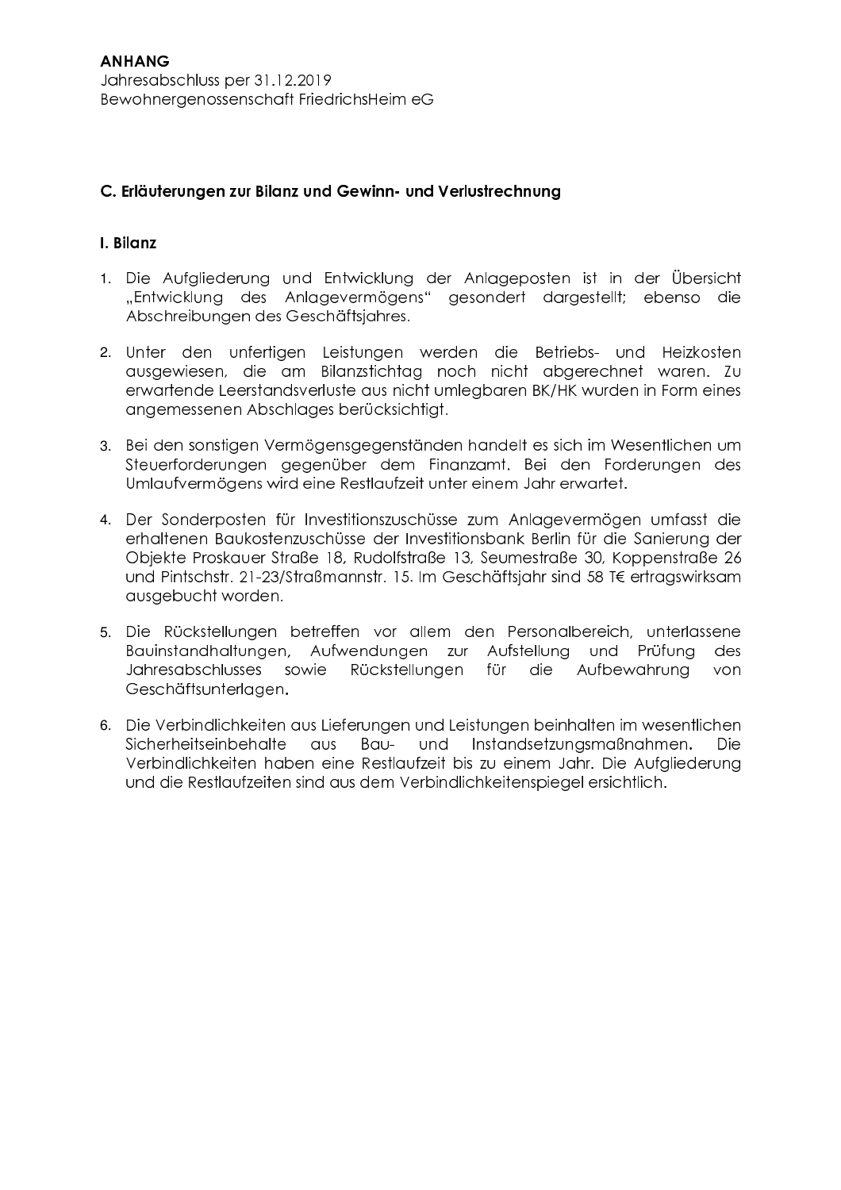**ANHANG**
Jahresabschluss per 31.12.2019
Bewohnergenossenschaft FriedrichsHeim eG

## C. Erläuterungen zur Bilanz und Gewinn- und Verlustrechnung

### I. Bilanz

1. Die Aufgliederung und Entwicklung der Anlageposten ist in der Übersicht „Entwicklung des Anlagevermögens" gesondert dargestellt; ebenso die Abschreibungen des Geschäftsjahres.

2. Unter den unfertigen Leistungen werden die Betriebs- und Heizkosten ausgewiesen, die am Bilanzstichtag noch nicht abgerechnet waren. Zu erwartende Leerstandsverluste aus nicht umlegbaren BK/HK wurden in Form eines angemessenen Abschlages berücksichtigt.

3. Bei den sonstigen Vermögensgegenständen handelt es sich im Wesentlichen um Steuerforderungen gegenüber dem Finanzamt. Bei den Forderungen des Umlaufvermögens wird eine Restlaufzeit unter einem Jahr erwartet.

4. Der Sonderposten für Investitionszuschüsse zum Anlagevermögen umfasst die erhaltenen Baukostenzuschüsse der Investitionsbank Berlin für die Sanierung der Objekte Proskauer Straße 18, Rudolfstraße 13, Seumestraße 30, Koppenstraße 26 und Pintschstr. 21-23/Straßmannstr. 15. Im Geschäftsjahr sind 58 T€ ertragswirksam ausgebucht worden.

5. Die Rückstellungen betreffen vor allem den Personalbereich, unterlassene Bauinstandhaltungen, Aufwendungen zur Aufstellung und Prüfung des Jahresabschlusses sowie Rückstellungen für die Aufbewahrung von Geschäftsunterlagen.

6. Die Verbindlichkeiten aus Lieferungen und Leistungen beinhalten im wesentlichen Sicherheitseinbehalte aus Bau- und Instandsetzungsmaßnahmen. Die Verbindlichkeiten haben eine Restlaufzeit bis zu einem Jahr. Die Aufgliederung und die Restlaufzeiten sind aus dem Verbindlichkeitenspiegel ersichtlich.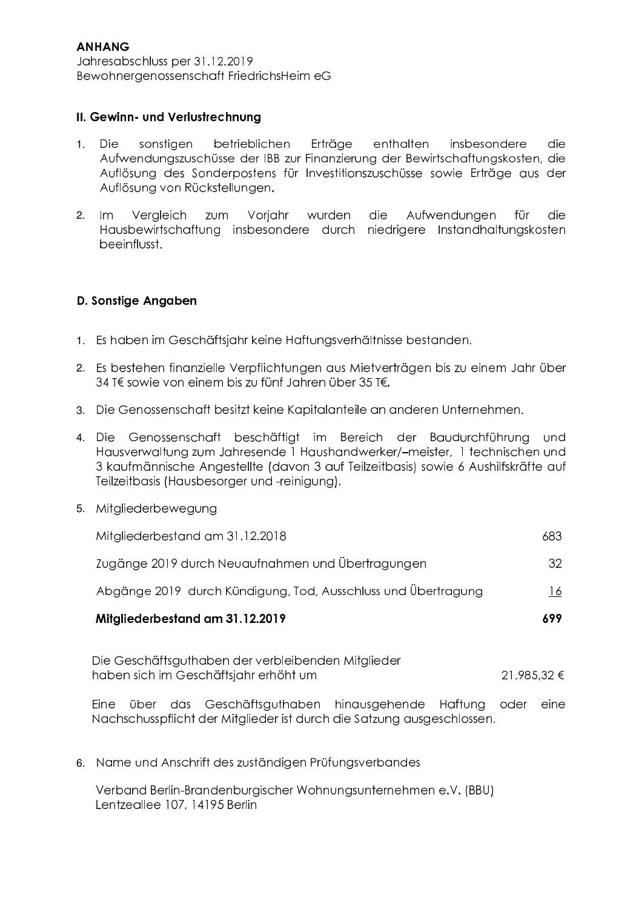**ANHANG**
Jahresabschluss per 31.12.2019
Bewohnergenossenschaft FriedrichsHeim eG

## II. Gewinn- und Verlustrechnung

1. Die sonstigen betrieblichen Erträge enthalten insbesondere die Aufwendungszuschüsse der IBB zur Finanzierung der Bewirtschaftungskosten, die Auflösung des Sonderpostens für Investitionszuschüsse sowie Erträge aus der Auflösung von Rückstellungen.

2. Im Vergleich zum Vorjahr wurden die Aufwendungen für die Hausbewirtschaftung insbesondere durch niedrigere Instandhaltungskosten beeinflusst.

## D. Sonstige Angaben

1. Es haben im Geschäftsjahr keine Haftungsverhältnisse bestanden.

2. Es bestehen finanzielle Verpflichtungen aus Mietverträgen bis zu einem Jahr über 34 T€ sowie von einem bis zu fünf Jahren über 35 T€.

3. Die Genossenschaft besitzt keine Kapitalanteile an anderen Unternehmen.

4. Die Genossenschaft beschäftigt im Bereich der Baudurchführung und Hausverwaltung zum Jahresende 1 Haushandwerker/–meister, 1 technischen und 3 kaufmännische Angestellte (davon 3 auf Teilzeitbasis) sowie 6 Aushilfskräfte auf Teilzeitbasis (Hausbesorger und -reinigung).

5. Mitgliederbewegung

| | |
|---|---|
| Mitgliederbestand am 31.12.2018 | 683 |
| Zugänge 2019 durch Neuaufnahmen und Übertragungen | 32 |
| Abgänge 2019 durch Kündigung, Tod, Ausschluss und Übertragung | 16 |
| **Mitgliederbestand am 31.12.2019** | **699** |

Die Geschäftsguthaben der verbleibenden Mitglieder haben sich im Geschäftsjahr erhöht um 21.985,32 €

Eine über das Geschäftsguthaben hinausgehende Haftung oder eine Nachschusspflicht der Mitglieder ist durch die Satzung ausgeschlossen.

6. Name und Anschrift des zuständigen Prüfungsverbandes

Verband Berlin-Brandenburgischer Wohnungsunternehmen e.V. (BBU)
Lentzeallee 107, 14195 Berlin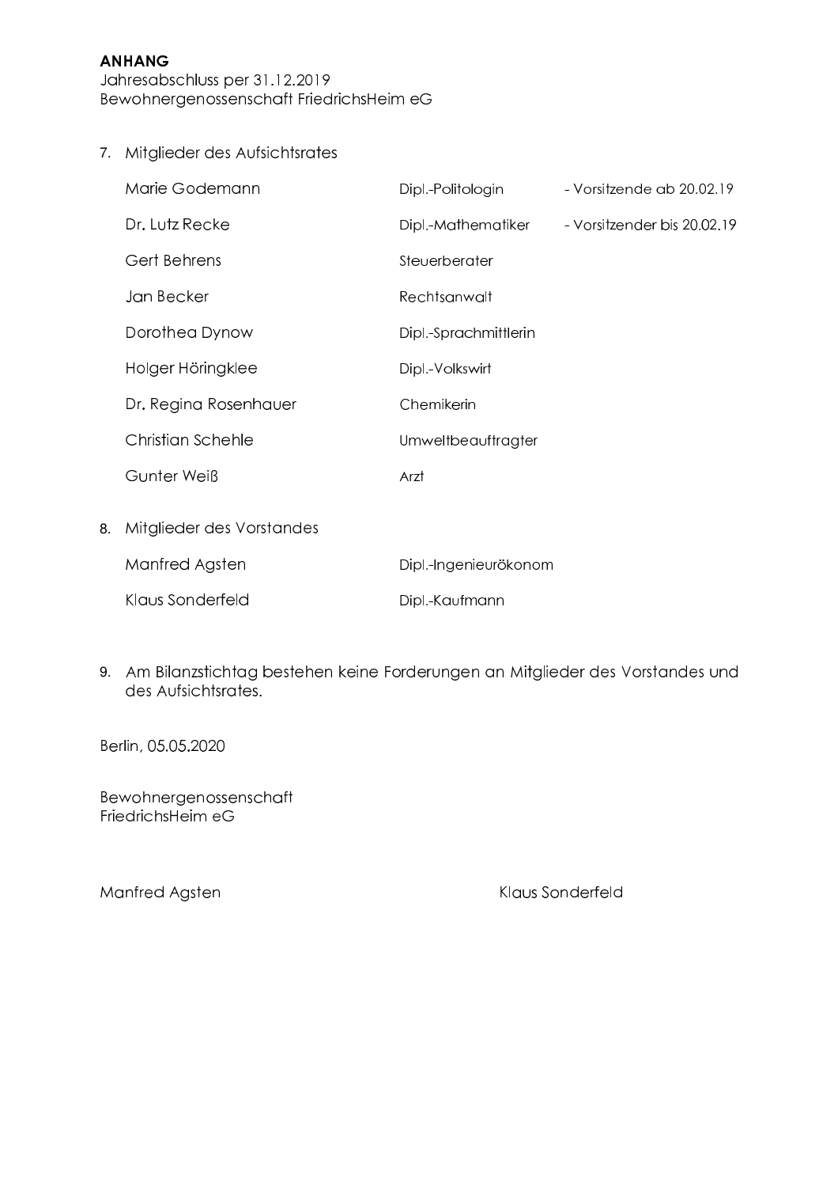**ANHANG**
Jahresabschluss per 31.12.2019
Bewohnergenossenschaft FriedrichsHeim eG

7. Mitglieder des Aufsichtsrates

| | | |
|---|---|---|
| Marie Godemann | Dipl.-Politologin | - Vorsitzende ab 20.02.19 |
| Dr. Lutz Recke | Dipl.-Mathematiker | - Vorsitzender bis 20.02.19 |
| Gert Behrens | Steuerberater | |
| Jan Becker | Rechtsanwalt | |
| Dorothea Dynow | Dipl.-Sprachmittlerin | |
| Holger Höringklee | Dipl.-Volkswirt | |
| Dr. Regina Rosenhauer | Chemikerin | |
| Christian Schehle | Umweltbeauftragter | |
| Gunter Weiß | Arzt | |

8. Mitglieder des Vorstandes

| | |
|---|---|
| Manfred Agsten | Dipl.-Ingenieurökonom |
| Klaus Sonderfeld | Dipl.-Kaufmann |

9. Am Bilanzstichtag bestehen keine Forderungen an Mitglieder des Vorstandes und des Aufsichtsrates.

Berlin, 05.05.2020

Bewohnergenossenschaft
FriedrichsHeim eG

Manfred Agsten　　　　　　Klaus Sonderfeld